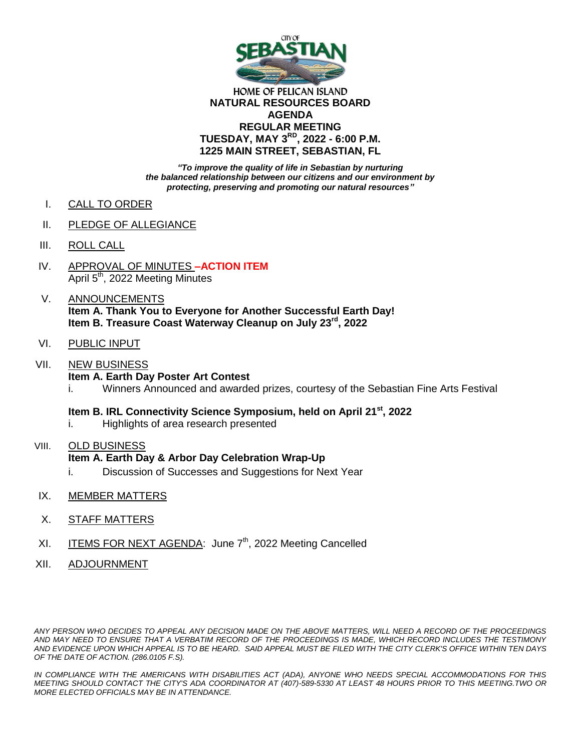CITY OF SEBASTIAN

HOME OF PELICAN ISLAND

# NATURAL RESOURCES BOARD
# AGENDA
## REGULAR MEETING
## TUESDAY, MAY 3RD, 2022 - 6:00 P.M.
## 1225 MAIN STREET, SEBASTIAN, FL

***"To improve the quality of life in Sebastian by nurturing the balanced relationship between our citizens and our environment by protecting, preserving and promoting our natural resources"***

I. CALL TO ORDER

II. PLEDGE OF ALLEGIANCE

III. ROLL CALL

IV. APPROVAL OF MINUTES **–ACTION ITEM**
April 5th, 2022 Meeting Minutes

V. ANNOUNCEMENTS
**Item A. Thank You to Everyone for Another Successful Earth Day!**
**Item B. Treasure Coast Waterway Cleanup on July 23rd, 2022**

VI. PUBLIC INPUT

VII. NEW BUSINESS
**Item A. Earth Day Poster Art Contest**
i. Winners Announced and awarded prizes, courtesy of the Sebastian Fine Arts Festival

**Item B. IRL Connectivity Science Symposium, held on April 21st, 2022**
i. Highlights of area research presented

VIII. OLD BUSINESS
**Item A. Earth Day & Arbor Day Celebration Wrap-Up**
i. Discussion of Successes and Suggestions for Next Year

IX. MEMBER MATTERS

X. STAFF MATTERS

XI. ITEMS FOR NEXT AGENDA: June 7th, 2022 Meeting Cancelled

XII. ADJOURNMENT

*ANY PERSON WHO DECIDES TO APPEAL ANY DECISION MADE ON THE ABOVE MATTERS, WILL NEED A RECORD OF THE PROCEEDINGS AND MAY NEED TO ENSURE THAT A VERBATIM RECORD OF THE PROCEEDINGS IS MADE, WHICH RECORD INCLUDES THE TESTIMONY AND EVIDENCE UPON WHICH APPEAL IS TO BE HEARD. SAID APPEAL MUST BE FILED WITH THE CITY CLERK'S OFFICE WITHIN TEN DAYS OF THE DATE OF ACTION. (286.0105 F.S).*

*IN COMPLIANCE WITH THE AMERICANS WITH DISABILITIES ACT (ADA), ANYONE WHO NEEDS SPECIAL ACCOMMODATIONS FOR THIS MEETING SHOULD CONTACT THE CITY'S ADA COORDINATOR AT (407)-589-5330 AT LEAST 48 HOURS PRIOR TO THIS MEETING.TWO OR MORE ELECTED OFFICIALS MAY BE IN ATTENDANCE.*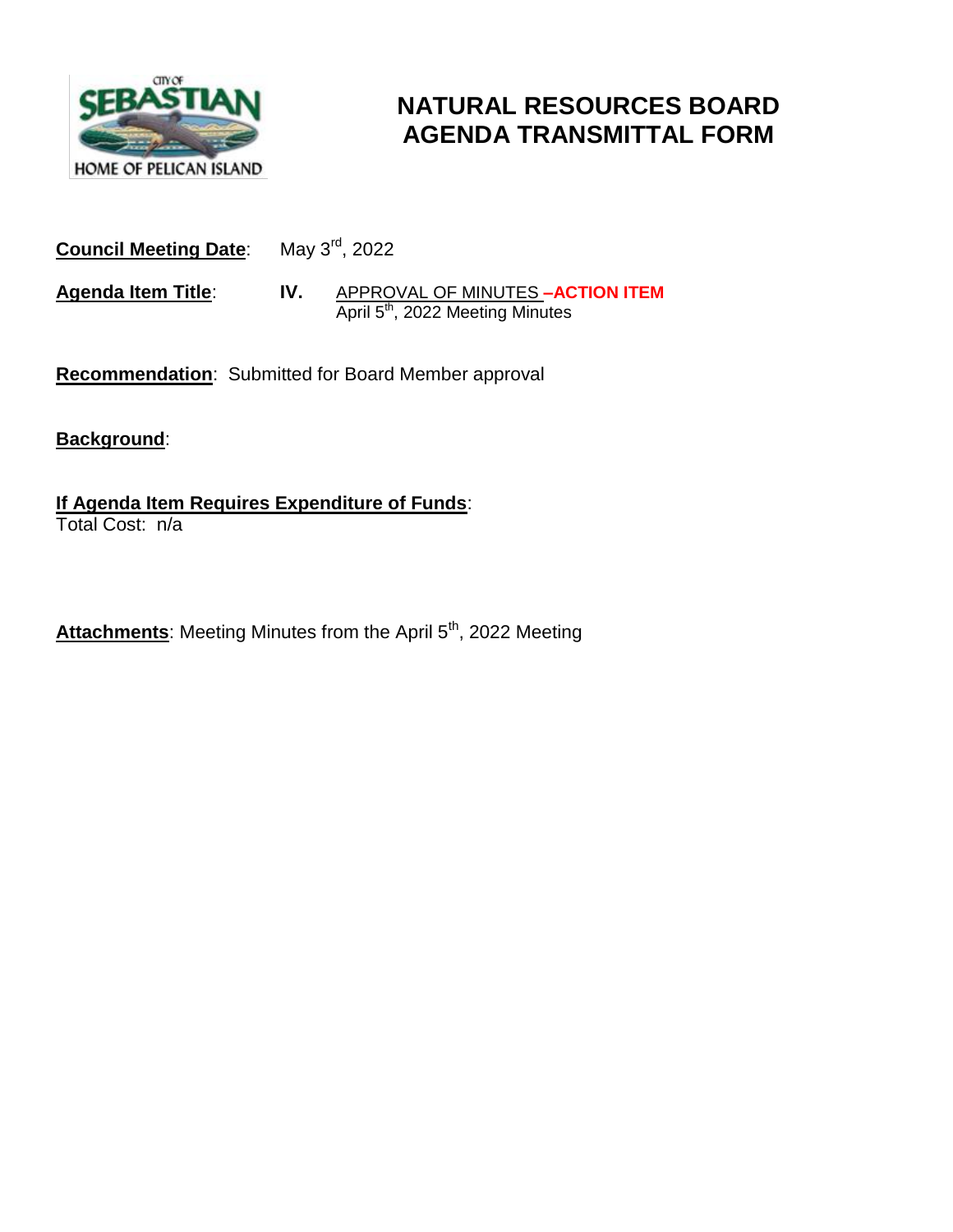# NATURAL RESOURCES BOARD AGENDA TRANSMITTAL FORM

**Council Meeting Date**: May 3rd, 2022

**Agenda Item Title**: **IV.** APPROVAL OF MINUTES **–ACTION ITEM**
April 5th, 2022 Meeting Minutes

**Recommendation**: Submitted for Board Member approval

**Background**:

**If Agenda Item Requires Expenditure of Funds**:
Total Cost: n/a

**Attachments**: Meeting Minutes from the April 5th, 2022 Meeting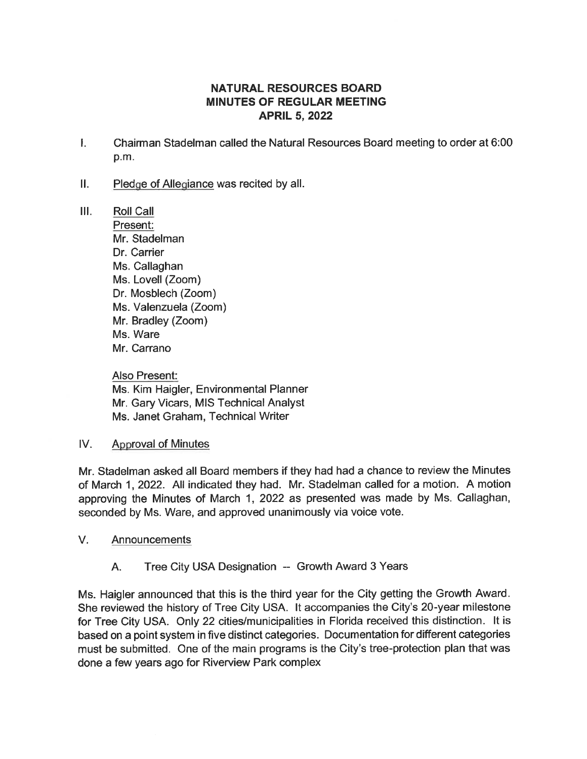# NATURAL RESOURCES BOARD
## MINUTES OF REGULAR MEETING
## APRIL 5, 2022

I. Chairman Stadelman called the Natural Resources Board meeting to order at 6:00 p.m.

II. Pledge of Allegiance was recited by all.

III. Roll Call

Present:
Mr. Stadelman
Dr. Carrier
Ms. Callaghan
Ms. Lovell (Zoom)
Dr. Mosblech (Zoom)
Ms. Valenzuela (Zoom)
Mr. Bradley (Zoom)
Ms. Ware
Mr. Carrano

Also Present:
Ms. Kim Haigler, Environmental Planner
Mr. Gary Vicars, MIS Technical Analyst
Ms. Janet Graham, Technical Writer

IV. Approval of Minutes

Mr. Stadelman asked all Board members if they had had a chance to review the Minutes of March 1, 2022. All indicated they had. Mr. Stadelman called for a motion. A motion approving the Minutes of March 1, 2022 as presented was made by Ms. Callaghan, seconded by Ms. Ware, and approved unanimously via voice vote.

V. Announcements

A. Tree City USA Designation -- Growth Award 3 Years

Ms. Haigler announced that this is the third year for the City getting the Growth Award. She reviewed the history of Tree City USA. It accompanies the City's 20-year milestone for Tree City USA. Only 22 cities/municipalities in Florida received this distinction. It is based on a point system in five distinct categories. Documentation for different categories must be submitted. One of the main programs is the City's tree-protection plan that was done a few years ago for Riverview Park complex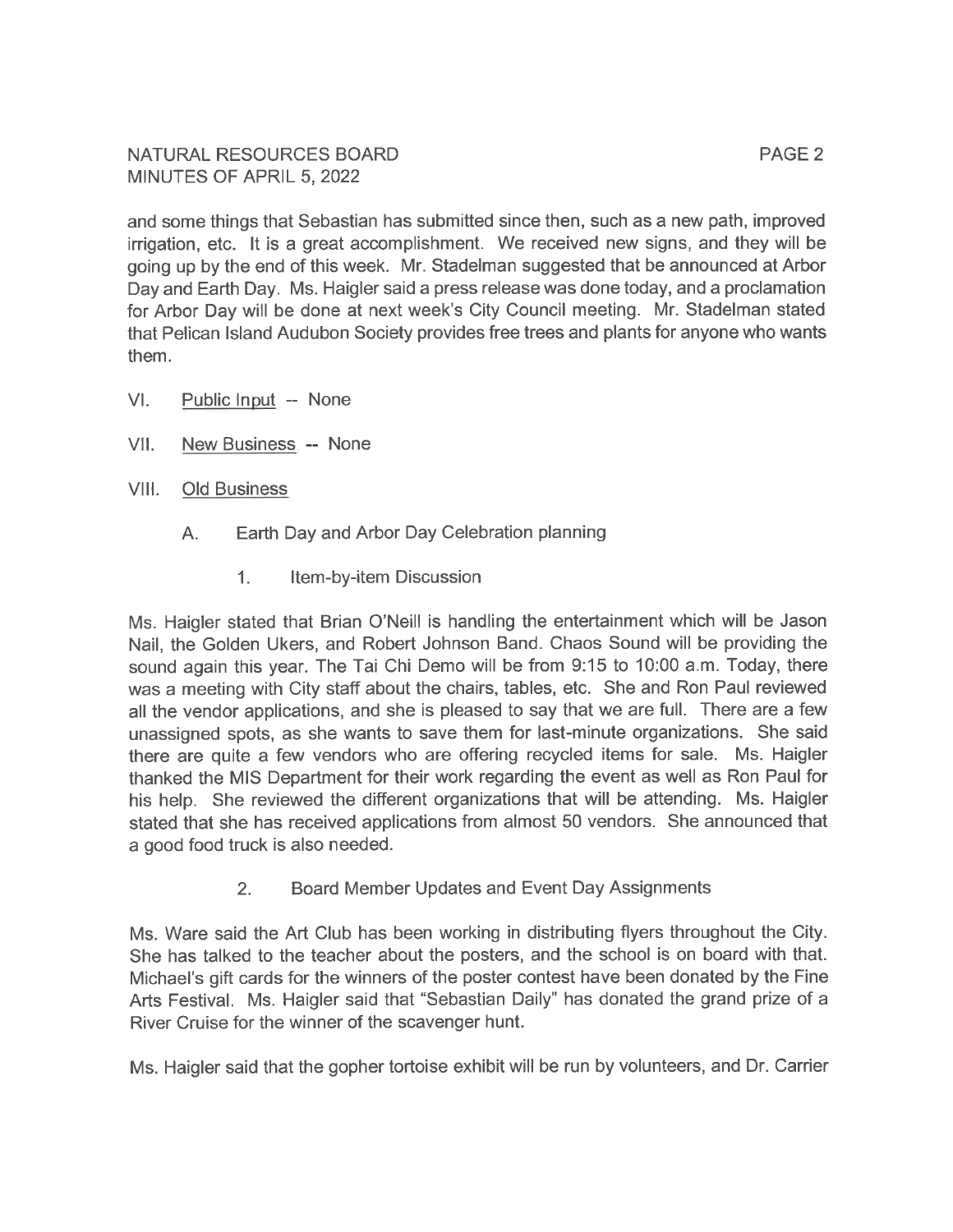and some things that Sebastian has submitted since then, such as a new path, improved irrigation, etc. It is a great accomplishment. We received new signs, and they will be going up by the end of this week. Mr. Stadelman suggested that be announced at Arbor Day and Earth Day. Ms. Haigler said a press release was done today, and a proclamation for Arbor Day will be done at next week's City Council meeting. Mr. Stadelman stated that Pelican Island Audubon Society provides free trees and plants for anyone who wants them.

VI. Public Input -- None

VII. New Business -- None

VIII. Old Business

A. Earth Day and Arbor Day Celebration planning

1. Item-by-item Discussion

Ms. Haigler stated that Brian O'Neill is handling the entertainment which will be Jason Nail, the Golden Ukers, and Robert Johnson Band. Chaos Sound will be providing the sound again this year. The Tai Chi Demo will be from 9:15 to 10:00 a.m. Today, there was a meeting with City staff about the chairs, tables, etc. She and Ron Paul reviewed all the vendor applications, and she is pleased to say that we are full. There are a few unassigned spots, as she wants to save them for last-minute organizations. She said there are quite a few vendors who are offering recycled items for sale. Ms. Haigler thanked the MIS Department for their work regarding the event as well as Ron Paul for his help. She reviewed the different organizations that will be attending. Ms. Haigler stated that she has received applications from almost 50 vendors. She announced that a good food truck is also needed.

2. Board Member Updates and Event Day Assignments

Ms. Ware said the Art Club has been working in distributing flyers throughout the City. She has talked to the teacher about the posters, and the school is on board with that. Michael's gift cards for the winners of the poster contest have been donated by the Fine Arts Festival. Ms. Haigler said that "Sebastian Daily" has donated the grand prize of a River Cruise for the winner of the scavenger hunt.

Ms. Haigler said that the gopher tortoise exhibit will be run by volunteers, and Dr. Carrier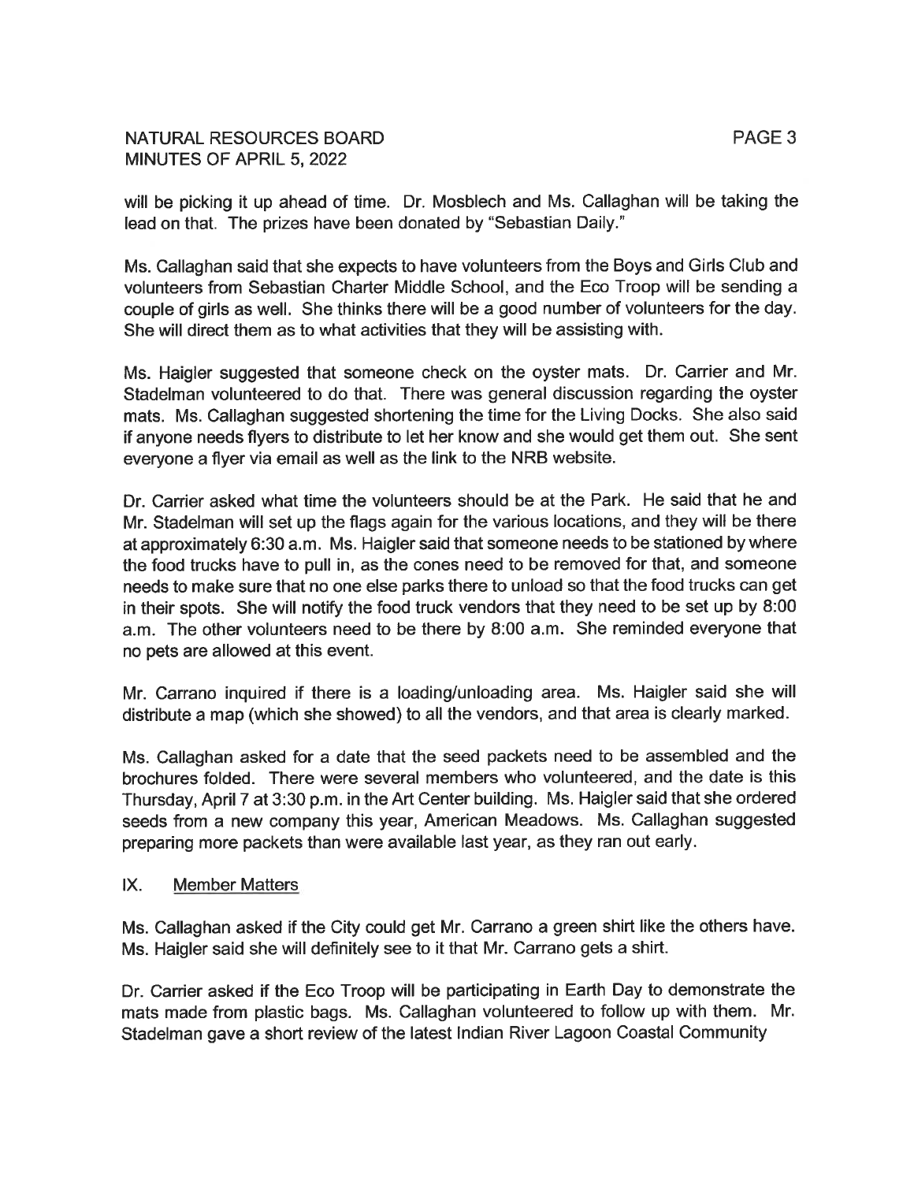will be picking it up ahead of time. Dr. Mosblech and Ms. Callaghan will be taking the lead on that. The prizes have been donated by "Sebastian Daily."

Ms. Callaghan said that she expects to have volunteers from the Boys and Girls Club and volunteers from Sebastian Charter Middle School, and the Eco Troop will be sending a couple of girls as well. She thinks there will be a good number of volunteers for the day. She will direct them as to what activities that they will be assisting with.

Ms. Haigler suggested that someone check on the oyster mats. Dr. Carrier and Mr. Stadelman volunteered to do that. There was general discussion regarding the oyster mats. Ms. Callaghan suggested shortening the time for the Living Docks. She also said if anyone needs flyers to distribute to let her know and she would get them out. She sent everyone a flyer via email as well as the link to the NRB website.

Dr. Carrier asked what time the volunteers should be at the Park. He said that he and Mr. Stadelman will set up the flags again for the various locations, and they will be there at approximately 6:30 a.m. Ms. Haigler said that someone needs to be stationed by where the food trucks have to pull in, as the cones need to be removed for that, and someone needs to make sure that no one else parks there to unload so that the food trucks can get in their spots. She will notify the food truck vendors that they need to be set up by 8:00 a.m. The other volunteers need to be there by 8:00 a.m. She reminded everyone that no pets are allowed at this event.

Mr. Carrano inquired if there is a loading/unloading area. Ms. Haigler said she will distribute a map (which she showed) to all the vendors, and that area is clearly marked.

Ms. Callaghan asked for a date that the seed packets need to be assembled and the brochures folded. There were several members who volunteered, and the date is this Thursday, April 7 at 3:30 p.m. in the Art Center building. Ms. Haigler said that she ordered seeds from a new company this year, American Meadows. Ms. Callaghan suggested preparing more packets than were available last year, as they ran out early.

## IX. Member Matters

Ms. Callaghan asked if the City could get Mr. Carrano a green shirt like the others have. Ms. Haigler said she will definitely see to it that Mr. Carrano gets a shirt.

Dr. Carrier asked if the Eco Troop will be participating in Earth Day to demonstrate the mats made from plastic bags. Ms. Callaghan volunteered to follow up with them. Mr. Stadelman gave a short review of the latest Indian River Lagoon Coastal Community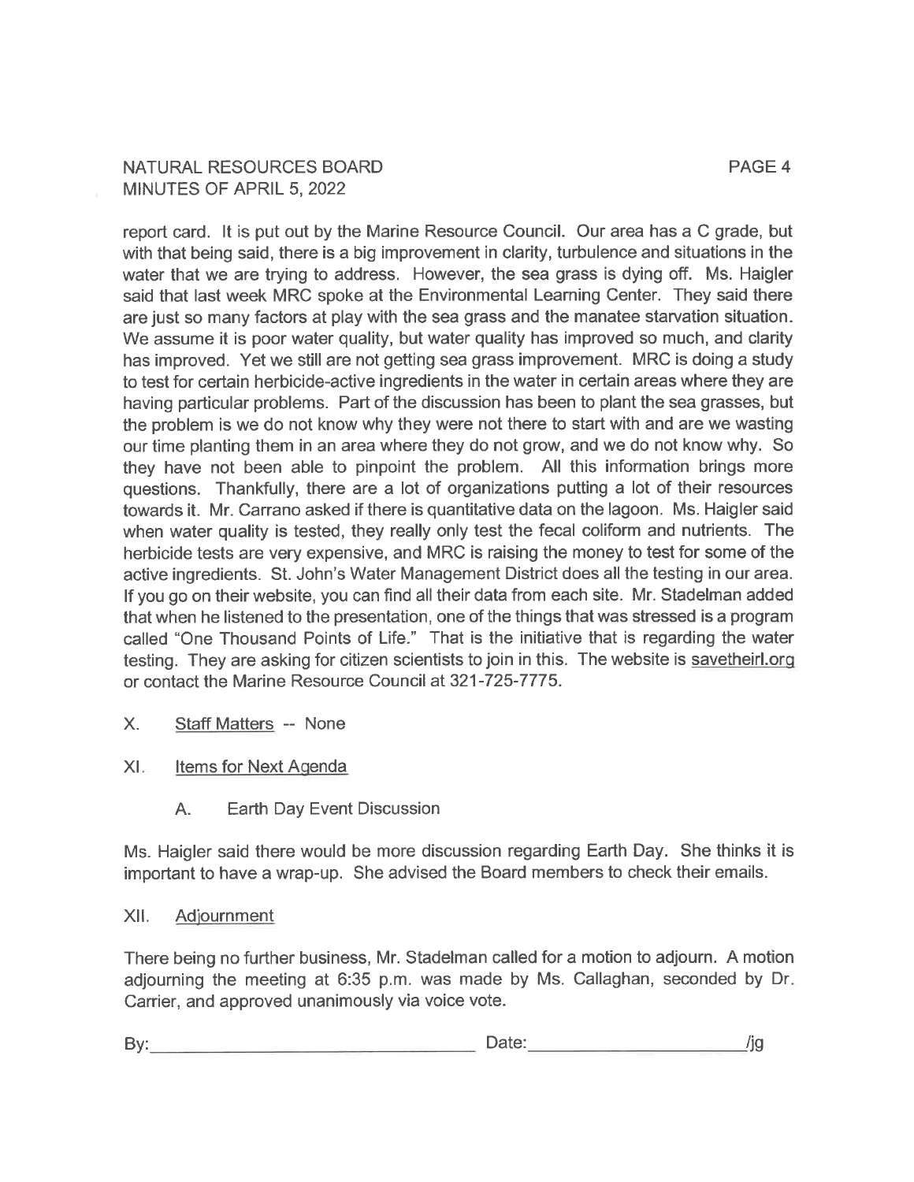report card. It is put out by the Marine Resource Council. Our area has a C grade, but with that being said, there is a big improvement in clarity, turbulence and situations in the water that we are trying to address. However, the sea grass is dying off. Ms. Haigler said that last week MRC spoke at the Environmental Learning Center. They said there are just so many factors at play with the sea grass and the manatee starvation situation. We assume it is poor water quality, but water quality has improved so much, and clarity has improved. Yet we still are not getting sea grass improvement. MRC is doing a study to test for certain herbicide-active ingredients in the water in certain areas where they are having particular problems. Part of the discussion has been to plant the sea grasses, but the problem is we do not know why they were not there to start with and are we wasting our time planting them in an area where they do not grow, and we do not know why. So they have not been able to pinpoint the problem. All this information brings more questions. Thankfully, there are a lot of organizations putting a lot of their resources towards it. Mr. Carrano asked if there is quantitative data on the lagoon. Ms. Haigler said when water quality is tested, they really only test the fecal coliform and nutrients. The herbicide tests are very expensive, and MRC is raising the money to test for some of the active ingredients. St. John's Water Management District does all the testing in our area. If you go on their website, you can find all their data from each site. Mr. Stadelman added that when he listened to the presentation, one of the things that was stressed is a program called "One Thousand Points of Life." That is the initiative that is regarding the water testing. They are asking for citizen scientists to join in this. The website is savetheirl.org or contact the Marine Resource Council at 321-725-7775.

X. Staff Matters -- None

XI. Items for Next Agenda

A. Earth Day Event Discussion

Ms. Haigler said there would be more discussion regarding Earth Day. She thinks it is important to have a wrap-up. She advised the Board members to check their emails.

XII. Adjournment

There being no further business, Mr. Stadelman called for a motion to adjourn. A motion adjourning the meeting at 6:35 p.m. was made by Ms. Callaghan, seconded by Dr. Carrier, and approved unanimously via voice vote.

By:________________________________ Date:______________________/jg